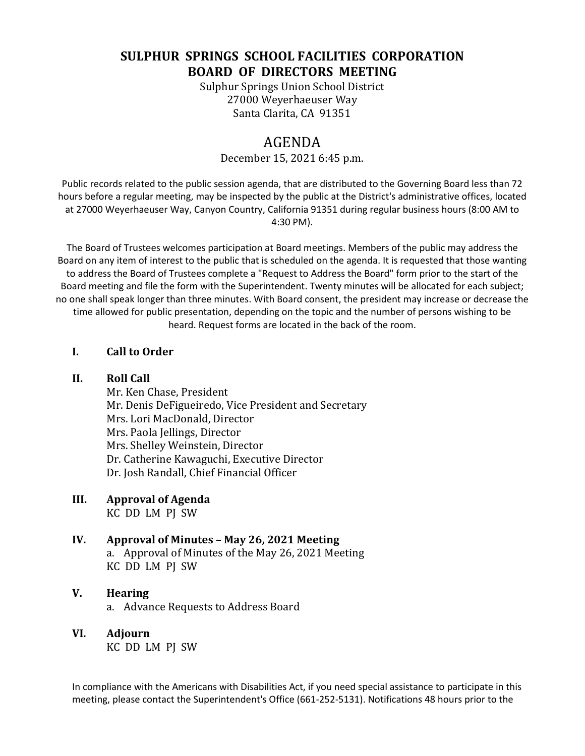# SULPHUR SPRINGS SCHOOL FACILITIES CORPORATION BOARD OF DIRECTORS MEETING

Sulphur Springs Union School District
27000 Weyerhaeuser Way
Santa Clarita, CA 91351

## AGENDA

December 15, 2021 6:45 p.m.

Public records related to the public session agenda, that are distributed to the Governing Board less than 72 hours before a regular meeting, may be inspected by the public at the District's administrative offices, located at 27000 Weyerhaeuser Way, Canyon Country, California 91351 during regular business hours (8:00 AM to 4:30 PM).

The Board of Trustees welcomes participation at Board meetings. Members of the public may address the Board on any item of interest to the public that is scheduled on the agenda. It is requested that those wanting to address the Board of Trustees complete a "Request to Address the Board" form prior to the start of the Board meeting and file the form with the Superintendent. Twenty minutes will be allocated for each subject; no one shall speak longer than three minutes. With Board consent, the president may increase or decrease the time allowed for public presentation, depending on the topic and the number of persons wishing to be heard. Request forms are located in the back of the room.

**I. Call to Order**

**II. Roll Call**

Mr. Ken Chase, President
Mr. Denis DeFigueiredo, Vice President and Secretary
Mrs. Lori MacDonald, Director
Mrs. Paola Jellings, Director
Mrs. Shelley Weinstein, Director
Dr. Catherine Kawaguchi, Executive Director
Dr. Josh Randall, Chief Financial Officer

**III. Approval of Agenda**

KC DD LM PJ SW

**IV. Approval of Minutes – May 26, 2021 Meeting**

a. Approval of Minutes of the May 26, 2021 Meeting
KC DD LM PJ SW

**V. Hearing**

a. Advance Requests to Address Board

**VI. Adjourn**

KC DD LM PJ SW

In compliance with the Americans with Disabilities Act, if you need special assistance to participate in this meeting, please contact the Superintendent's Office (661-252-5131). Notifications 48 hours prior to the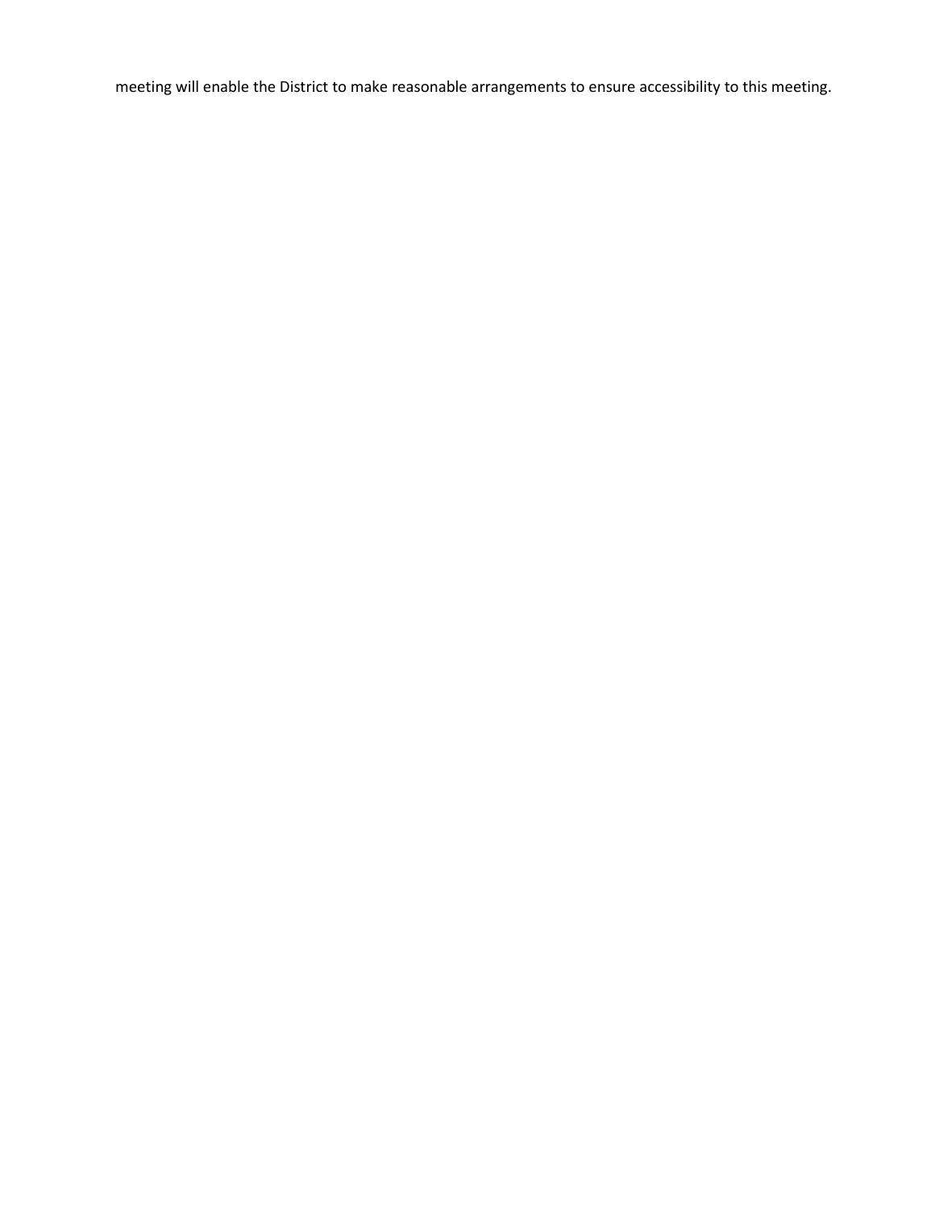meeting will enable the District to make reasonable arrangements to ensure accessibility to this meeting.